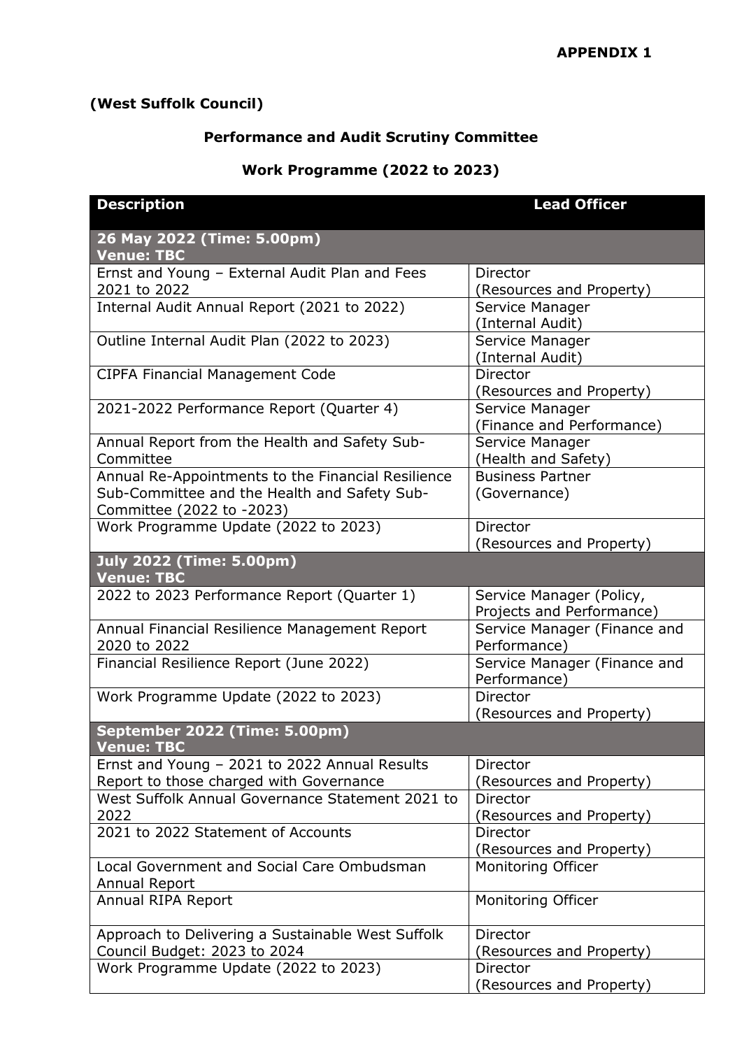**APPENDIX 1**

**(West Suffolk Council)**

**Performance and Audit Scrutiny Committee**

**Work Programme (2022 to 2023)**

| Description | Lead Officer |
|---|---|
| **26 May 2022 (Time: 5.00pm) Venue: TBC** | |
| Ernst and Young – External Audit Plan and Fees 2021 to 2022 | Director (Resources and Property) |
| Internal Audit Annual Report (2021 to 2022) | Service Manager (Internal Audit) |
| Outline Internal Audit Plan (2022 to 2023) | Service Manager (Internal Audit) |
| CIPFA Financial Management Code | Director (Resources and Property) |
| 2021-2022 Performance Report (Quarter 4) | Service Manager (Finance and Performance) |
| Annual Report from the Health and Safety Sub-Committee | Service Manager (Health and Safety) |
| Annual Re-Appointments to the Financial Resilience Sub-Committee and the Health and Safety Sub-Committee (2022 to -2023) | Business Partner (Governance) |
| Work Programme Update (2022 to 2023) | Director (Resources and Property) |
| **July 2022 (Time: 5.00pm) Venue: TBC** | |
| 2022 to 2023 Performance Report (Quarter 1) | Service Manager (Policy, Projects and Performance) |
| Annual Financial Resilience Management Report 2020 to 2022 | Service Manager (Finance and Performance) |
| Financial Resilience Report (June 2022) | Service Manager (Finance and Performance) |
| Work Programme Update (2022 to 2023) | Director (Resources and Property) |
| **September 2022 (Time: 5.00pm) Venue: TBC** | |
| Ernst and Young – 2021 to 2022 Annual Results Report to those charged with Governance | Director (Resources and Property) |
| West Suffolk Annual Governance Statement 2021 to 2022 | Director (Resources and Property) |
| 2021 to 2022 Statement of Accounts | Director (Resources and Property) |
| Local Government and Social Care Ombudsman Annual Report | Monitoring Officer |
| Annual RIPA Report | Monitoring Officer |
| Approach to Delivering a Sustainable West Suffolk Council Budget: 2023 to 2024 | Director (Resources and Property) |
| Work Programme Update (2022 to 2023) | Director (Resources and Property) |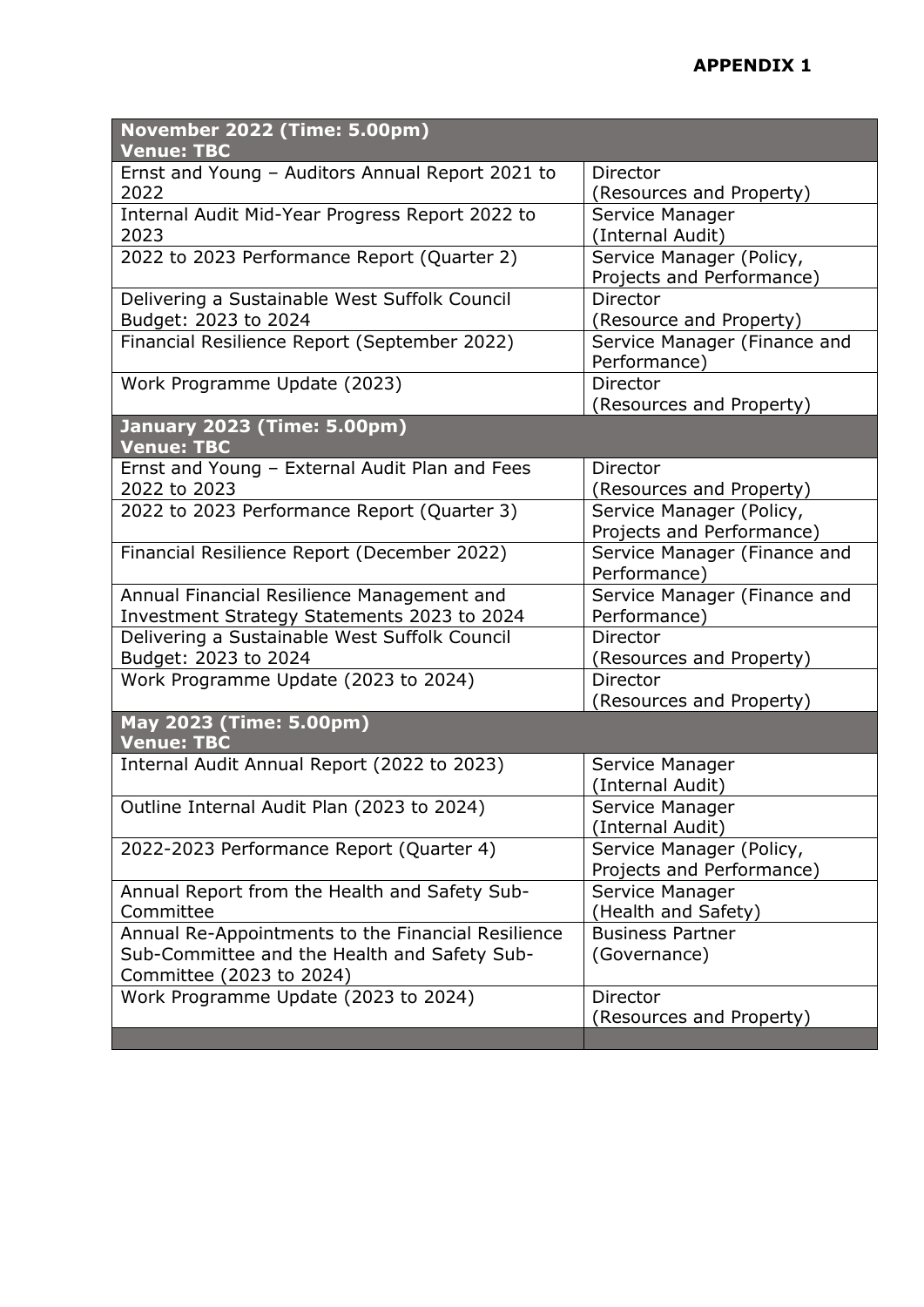**APPENDIX 1**

| | |
|---|---|
| **November 2022 (Time: 5.00pm)<br>Venue: TBC** | |
| Ernst and Young – Auditors Annual Report 2021 to 2022 | Director<br>(Resources and Property) |
| Internal Audit Mid-Year Progress Report 2022 to 2023 | Service Manager<br>(Internal Audit) |
| 2022 to 2023 Performance Report (Quarter 2) | Service Manager (Policy, Projects and Performance) |
| Delivering a Sustainable West Suffolk Council Budget: 2023 to 2024 | Director<br>(Resource and Property) |
| Financial Resilience Report (September 2022) | Service Manager (Finance and Performance) |
| Work Programme Update (2023) | Director<br>(Resources and Property) |
| **January 2023 (Time: 5.00pm)<br>Venue: TBC** | |
| Ernst and Young – External Audit Plan and Fees 2022 to 2023 | Director<br>(Resources and Property) |
| 2022 to 2023 Performance Report (Quarter 3) | Service Manager (Policy, Projects and Performance) |
| Financial Resilience Report (December 2022) | Service Manager (Finance and Performance) |
| Annual Financial Resilience Management and Investment Strategy Statements 2023 to 2024 | Service Manager (Finance and Performance) |
| Delivering a Sustainable West Suffolk Council Budget: 2023 to 2024 | Director<br>(Resources and Property) |
| Work Programme Update (2023 to 2024) | Director<br>(Resources and Property) |
| **May 2023 (Time: 5.00pm)<br>Venue: TBC** | |
| Internal Audit Annual Report (2022 to 2023) | Service Manager<br>(Internal Audit) |
| Outline Internal Audit Plan (2023 to 2024) | Service Manager<br>(Internal Audit) |
| 2022-2023 Performance Report (Quarter 4) | Service Manager (Policy, Projects and Performance) |
| Annual Report from the Health and Safety Sub-Committee | Service Manager<br>(Health and Safety) |
| Annual Re-Appointments to the Financial Resilience Sub-Committee and the Health and Safety Sub-Committee (2023 to 2024) | Business Partner<br>(Governance) |
| Work Programme Update (2023 to 2024) | Director<br>(Resources and Property) |
| | |